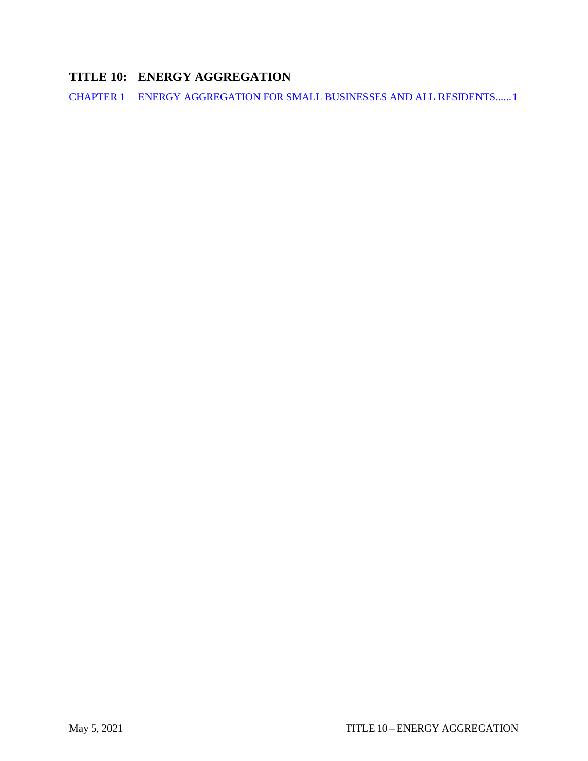# TITLE 10: ENERGY AGGREGATION

CHAPTER 1 ENERGY AGGREGATION FOR SMALL BUSINESSES AND ALL RESIDENTS......1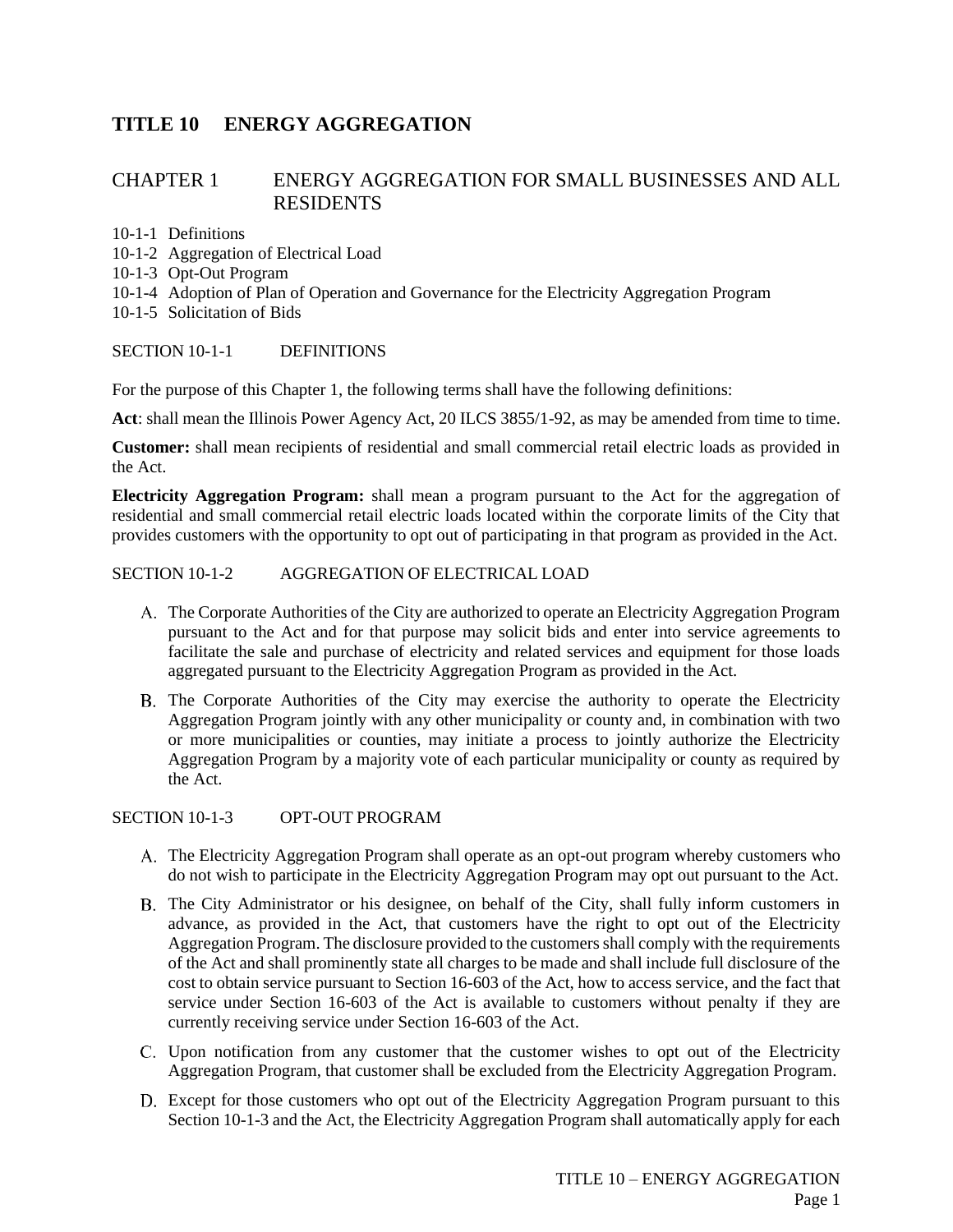# TITLE 10 ENERGY AGGREGATION

## CHAPTER 1 ENERGY AGGREGATION FOR SMALL BUSINESSES AND ALL RESIDENTS

10-1-1 Definitions
10-1-2 Aggregation of Electrical Load
10-1-3 Opt-Out Program
10-1-4 Adoption of Plan of Operation and Governance for the Electricity Aggregation Program
10-1-5 Solicitation of Bids

### SECTION 10-1-1 DEFINITIONS

For the purpose of this Chapter 1, the following terms shall have the following definitions:

**Act**: shall mean the Illinois Power Agency Act, 20 ILCS 3855/1-92, as may be amended from time to time.

**Customer:** shall mean recipients of residential and small commercial retail electric loads as provided in the Act.

**Electricity Aggregation Program:** shall mean a program pursuant to the Act for the aggregation of residential and small commercial retail electric loads located within the corporate limits of the City that provides customers with the opportunity to opt out of participating in that program as provided in the Act.

### SECTION 10-1-2 AGGREGATION OF ELECTRICAL LOAD

A. The Corporate Authorities of the City are authorized to operate an Electricity Aggregation Program pursuant to the Act and for that purpose may solicit bids and enter into service agreements to facilitate the sale and purchase of electricity and related services and equipment for those loads aggregated pursuant to the Electricity Aggregation Program as provided in the Act.

B. The Corporate Authorities of the City may exercise the authority to operate the Electricity Aggregation Program jointly with any other municipality or county and, in combination with two or more municipalities or counties, may initiate a process to jointly authorize the Electricity Aggregation Program by a majority vote of each particular municipality or county as required by the Act.

### SECTION 10-1-3 OPT-OUT PROGRAM

A. The Electricity Aggregation Program shall operate as an opt-out program whereby customers who do not wish to participate in the Electricity Aggregation Program may opt out pursuant to the Act.

B. The City Administrator or his designee, on behalf of the City, shall fully inform customers in advance, as provided in the Act, that customers have the right to opt out of the Electricity Aggregation Program. The disclosure provided to the customers shall comply with the requirements of the Act and shall prominently state all charges to be made and shall include full disclosure of the cost to obtain service pursuant to Section 16-603 of the Act, how to access service, and the fact that service under Section 16-603 of the Act is available to customers without penalty if they are currently receiving service under Section 16-603 of the Act.

C. Upon notification from any customer that the customer wishes to opt out of the Electricity Aggregation Program, that customer shall be excluded from the Electricity Aggregation Program.

D. Except for those customers who opt out of the Electricity Aggregation Program pursuant to this Section 10-1-3 and the Act, the Electricity Aggregation Program shall automatically apply for each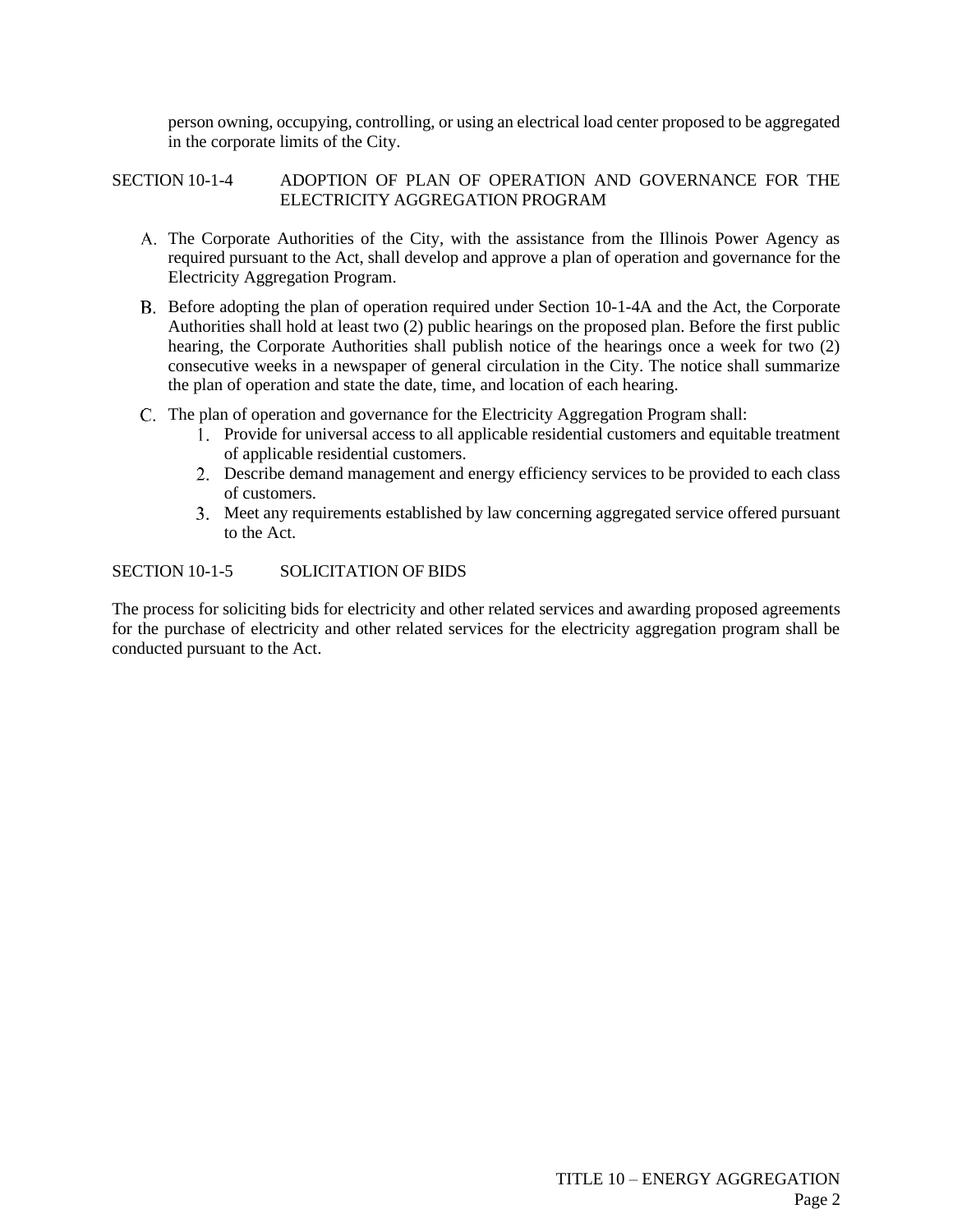person owning, occupying, controlling, or using an electrical load center proposed to be aggregated in the corporate limits of the City.

## SECTION 10-1-4 ADOPTION OF PLAN OF OPERATION AND GOVERNANCE FOR THE ELECTRICITY AGGREGATION PROGRAM

A. The Corporate Authorities of the City, with the assistance from the Illinois Power Agency as required pursuant to the Act, shall develop and approve a plan of operation and governance for the Electricity Aggregation Program.

B. Before adopting the plan of operation required under Section 10-1-4A and the Act, the Corporate Authorities shall hold at least two (2) public hearings on the proposed plan. Before the first public hearing, the Corporate Authorities shall publish notice of the hearings once a week for two (2) consecutive weeks in a newspaper of general circulation in the City. The notice shall summarize the plan of operation and state the date, time, and location of each hearing.

C. The plan of operation and governance for the Electricity Aggregation Program shall:
   1. Provide for universal access to all applicable residential customers and equitable treatment of applicable residential customers.
   2. Describe demand management and energy efficiency services to be provided to each class of customers.
   3. Meet any requirements established by law concerning aggregated service offered pursuant to the Act.

## SECTION 10-1-5 SOLICITATION OF BIDS

The process for soliciting bids for electricity and other related services and awarding proposed agreements for the purchase of electricity and other related services for the electricity aggregation program shall be conducted pursuant to the Act.